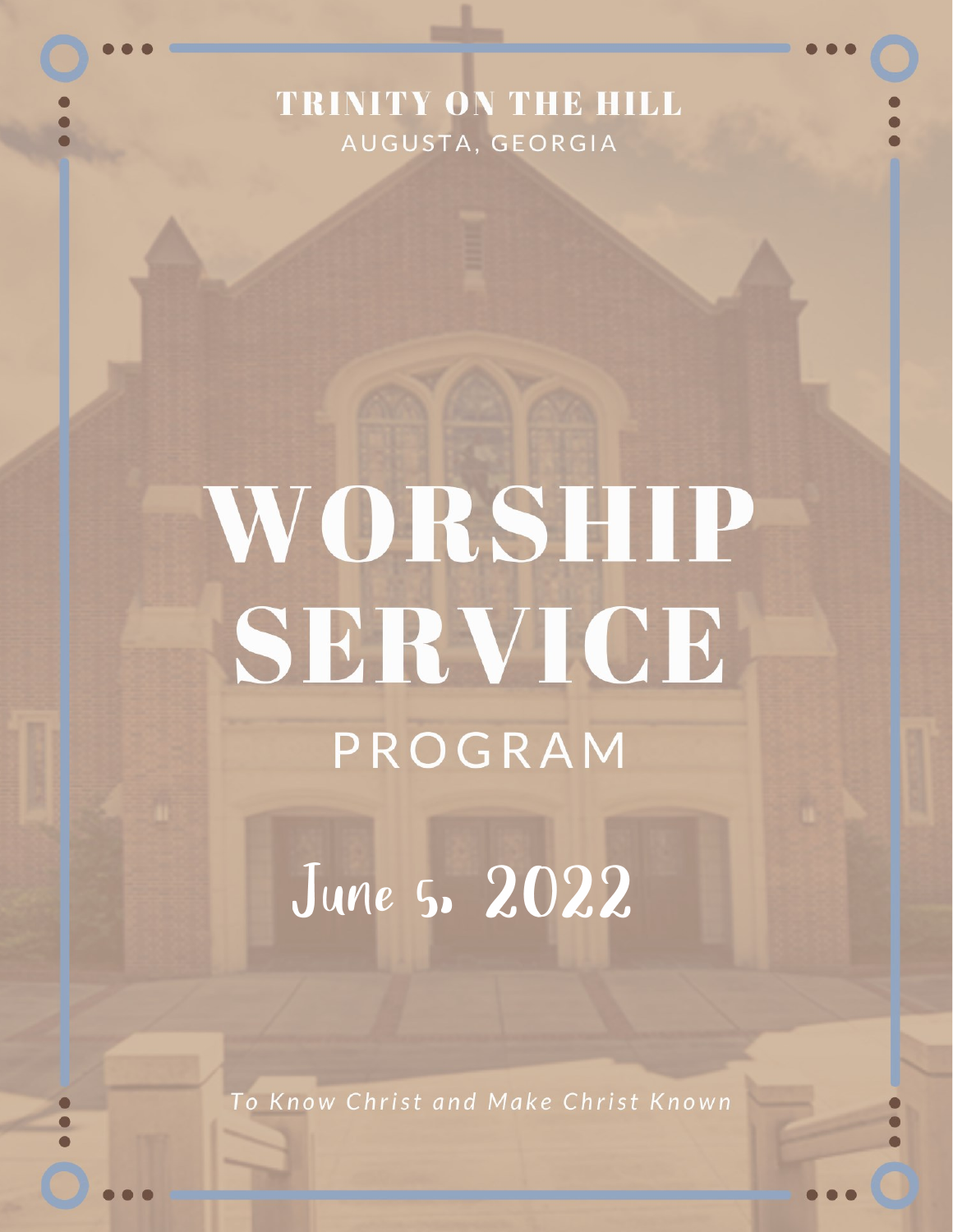TRINITY ON THE HILL

AUGUSTA, GEORGIA

# WORSHIP SERVICE

PROGRAM

June 5, 2022

*To Know Christ and Make Christ Known*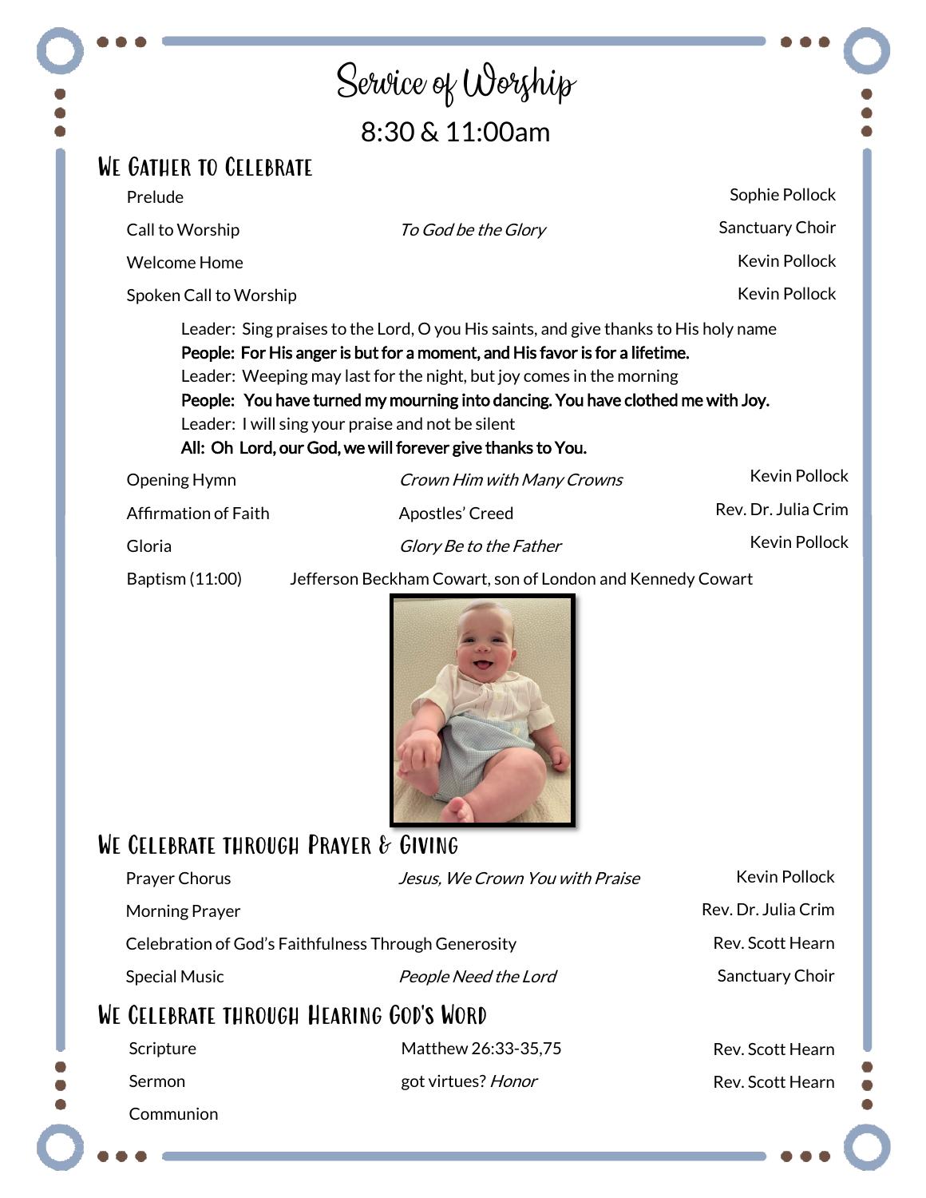# Service of Worship

8:30 & 11:00am

## We Gather to Celebrate

| | | |
|---|---|---|
| Prelude | | Sophie Pollock |
| Call to Worship | *To God be the Glory* | Sanctuary Choir |
| Welcome Home | | Kevin Pollock |
| Spoken Call to Worship | | Kevin Pollock |

Leader: Sing praises to the Lord, O you His saints, and give thanks to His holy name
**People: For His anger is but for a moment, and His favor is for a lifetime.**
Leader: Weeping may last for the night, but joy comes in the morning
**People: You have turned my mourning into dancing. You have clothed me with Joy.**
Leader: I will sing your praise and not be silent
**All: Oh Lord, our God, we will forever give thanks to You.**

| | | |
|---|---|---|
| Opening Hymn | *Crown Him with Many Crowns* | Kevin Pollock |
| Affirmation of Faith | Apostles' Creed | Rev. Dr. Julia Crim |
| Gloria | *Glory Be to the Father* | Kevin Pollock |

Baptism (11:00) Jefferson Beckham Cowart, son of London and Kennedy Cowart

## We Celebrate through Prayer & Giving

| | | |
|---|---|---|
| Prayer Chorus | *Jesus, We Crown You with Praise* | Kevin Pollock |
| Morning Prayer | | Rev. Dr. Julia Crim |
| Celebration of God's Faithfulness Through Generosity | | Rev. Scott Hearn |
| Special Music | *People Need the Lord* | Sanctuary Choir |

## We Celebrate through Hearing God's Word

| | | |
|---|---|---|
| Scripture | Matthew 26:33-35,75 | Rev. Scott Hearn |
| Sermon | got virtues? *Honor* | Rev. Scott Hearn |
| Communion | | |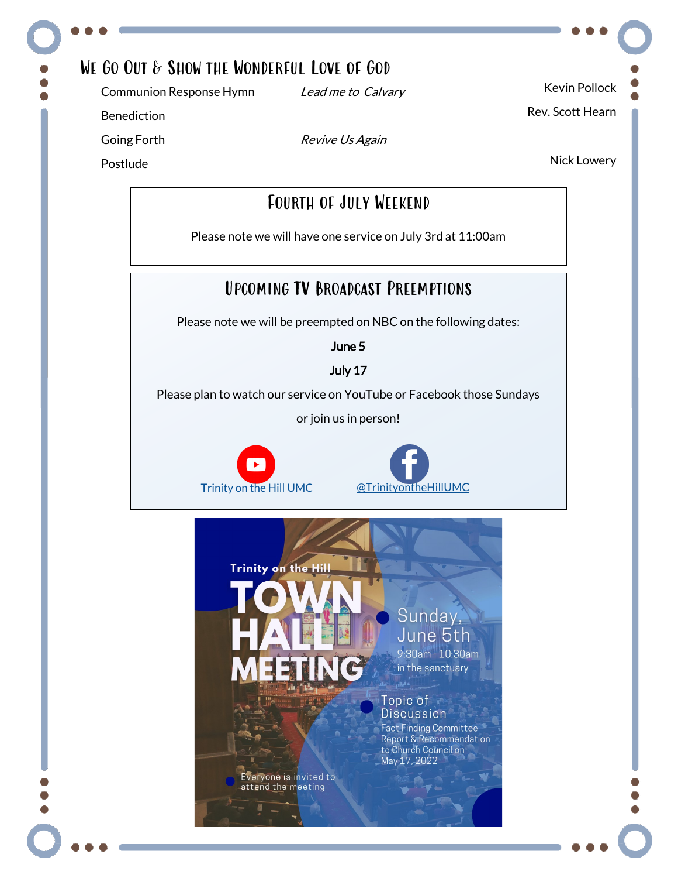## We Go Out & Show the Wonderful Love of God

| | | |
|---|---|---|
| Communion Response Hymn | *Lead me to Calvary* | Kevin Pollock |
| Benediction | | Rev. Scott Hearn |
| Going Forth | *Revive Us Again* | |
| Postlude | | Nick Lowery |

### Fourth of July Weekend

Please note we will have one service on July 3rd at 11:00am

### Upcoming TV Broadcast Preemptions

Please note we will be preempted on NBC on the following dates:

**June 5**

**July 17**

Please plan to watch our service on YouTube or Facebook those Sundays

or join us in person!

Trinity on the Hill UMC

@TrinityontheHillUMC

Trinity on the Hill

**TOWN HALL MEETING**

Sunday, June 5th

9:30am - 10:30am

in the sanctuary

Topic of Discussion

Fact Finding Committee Report & Recommendation to Church Council on May 17, 2022

Everyone is invited to attend the meeting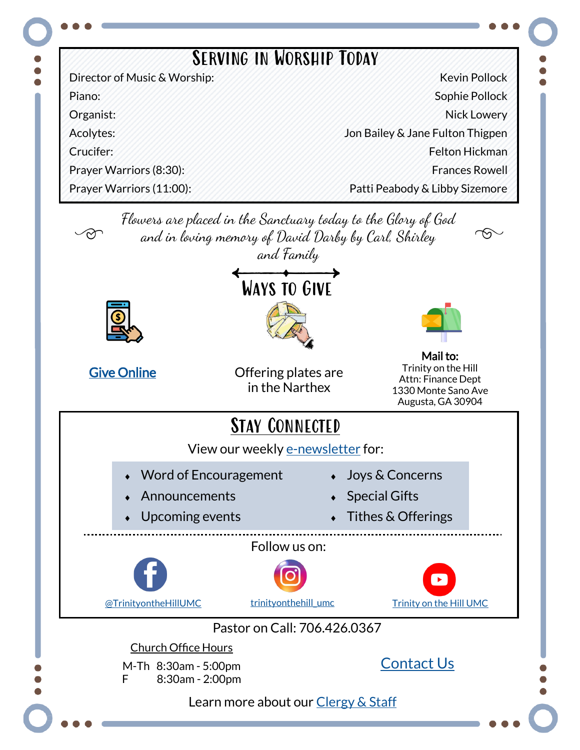## Serving in Worship Today

| | |
|---|---|
| Director of Music & Worship: | Kevin Pollock |
| Piano: | Sophie Pollock |
| Organist: | Nick Lowery |
| Acolytes: | Jon Bailey & Jane Fulton Thigpen |
| Crucifer: | Felton Hickman |
| Prayer Warriors (8:30): | Frances Rowell |
| Prayer Warriors (11:00): | Patti Peabody & Libby Sizemore |

*Flowers are placed in the Sanctuary today to the Glory of God and in loving memory of David Darby by Carl, Shirley and Family*

## Ways to Give

Give Online

Offering plates are in the Narthex

**Mail to:**
Trinity on the Hill
Attn: Finance Dept
1330 Monte Sano Ave
Augusta, GA 30904

## Stay Connected

View our weekly e-newsletter for:

- Word of Encouragement
- Announcements
- Upcoming events
- Joys & Concerns
- Special Gifts
- Tithes & Offerings

Follow us on:

@TrinityontheHillUMC

trinityonthehill_umc

Trinity on the Hill UMC

Pastor on Call: 706.426.0367

Church Office Hours

M-Th 8:30am - 5:00pm
F 8:30am - 2:00pm

Contact Us

Learn more about our Clergy & Staff